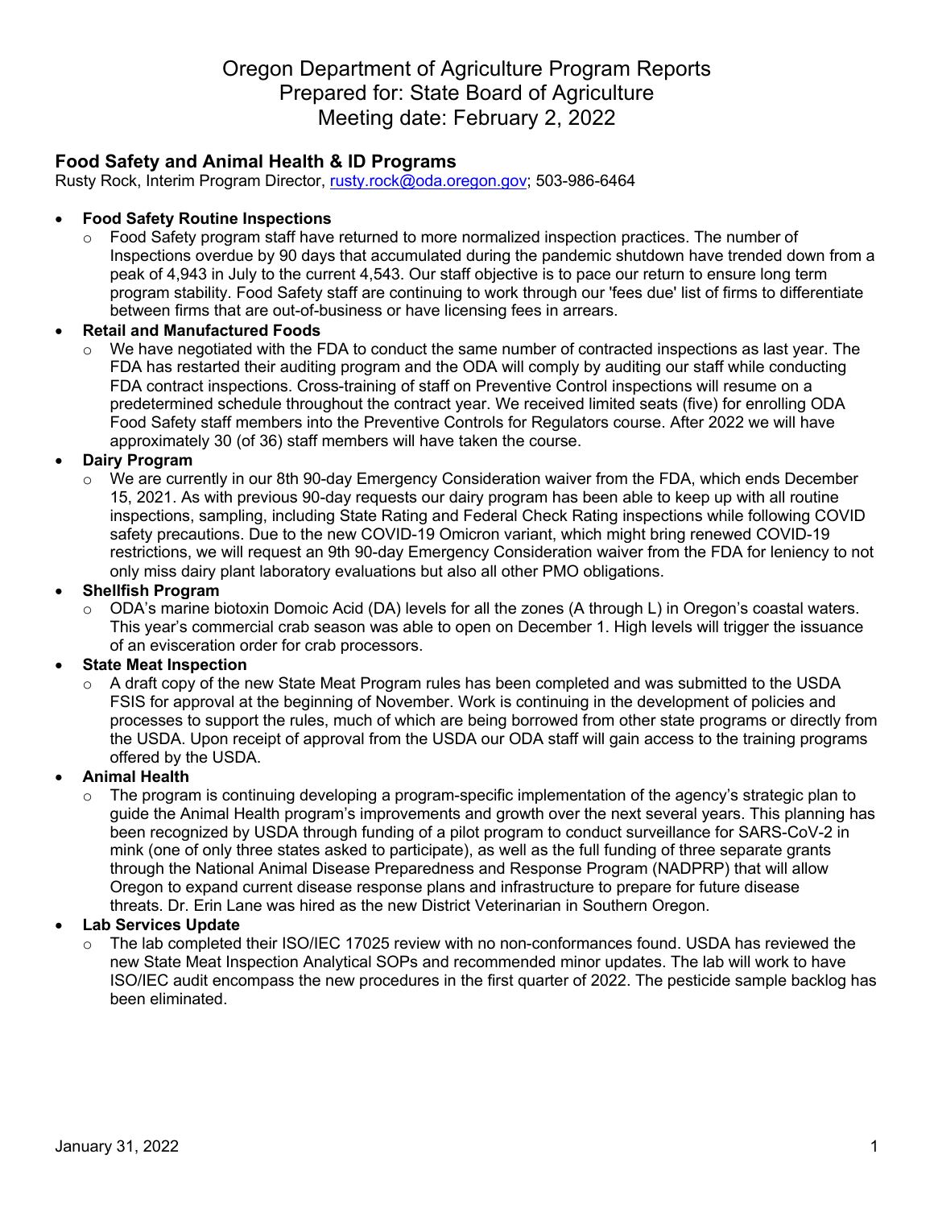# Oregon Department of Agriculture Program Reports
# Prepared for: State Board of Agriculture
# Meeting date: February 2, 2022

## Food Safety and Animal Health & ID Programs

Rusty Rock, Interim Program Director, rusty.rock@oda.oregon.gov; 503-986-6464

- **Food Safety Routine Inspections**
  - Food Safety program staff have returned to more normalized inspection practices. The number of Inspections overdue by 90 days that accumulated during the pandemic shutdown have trended down from a peak of 4,943 in July to the current 4,543. Our staff objective is to pace our return to ensure long term program stability. Food Safety staff are continuing to work through our 'fees due' list of firms to differentiate between firms that are out-of-business or have licensing fees in arrears.
- **Retail and Manufactured Foods**
  - We have negotiated with the FDA to conduct the same number of contracted inspections as last year. The FDA has restarted their auditing program and the ODA will comply by auditing our staff while conducting FDA contract inspections. Cross-training of staff on Preventive Control inspections will resume on a predetermined schedule throughout the contract year. We received limited seats (five) for enrolling ODA Food Safety staff members into the Preventive Controls for Regulators course. After 2022 we will have approximately 30 (of 36) staff members will have taken the course.
- **Dairy Program**
  - We are currently in our 8th 90-day Emergency Consideration waiver from the FDA, which ends December 15, 2021. As with previous 90-day requests our dairy program has been able to keep up with all routine inspections, sampling, including State Rating and Federal Check Rating inspections while following COVID safety precautions. Due to the new COVID-19 Omicron variant, which might bring renewed COVID-19 restrictions, we will request an 9th 90-day Emergency Consideration waiver from the FDA for leniency to not only miss dairy plant laboratory evaluations but also all other PMO obligations.
- **Shellfish Program**
  - ODA's marine biotoxin Domoic Acid (DA) levels for all the zones (A through L) in Oregon's coastal waters. This year's commercial crab season was able to open on December 1. High levels will trigger the issuance of an evisceration order for crab processors.
- **State Meat Inspection**
  - A draft copy of the new State Meat Program rules has been completed and was submitted to the USDA FSIS for approval at the beginning of November. Work is continuing in the development of policies and processes to support the rules, much of which are being borrowed from other state programs or directly from the USDA. Upon receipt of approval from the USDA our ODA staff will gain access to the training programs offered by the USDA.
- **Animal Health**
  - The program is continuing developing a program-specific implementation of the agency's strategic plan to guide the Animal Health program's improvements and growth over the next several years. This planning has been recognized by USDA through funding of a pilot program to conduct surveillance for SARS-CoV-2 in mink (one of only three states asked to participate), as well as the full funding of three separate grants through the National Animal Disease Preparedness and Response Program (NADPRP) that will allow Oregon to expand current disease response plans and infrastructure to prepare for future disease threats. Dr. Erin Lane was hired as the new District Veterinarian in Southern Oregon.
- **Lab Services Update**
  - The lab completed their ISO/IEC 17025 review with no non-conformances found. USDA has reviewed the new State Meat Inspection Analytical SOPs and recommended minor updates. The lab will work to have ISO/IEC audit encompass the new procedures in the first quarter of 2022. The pesticide sample backlog has been eliminated.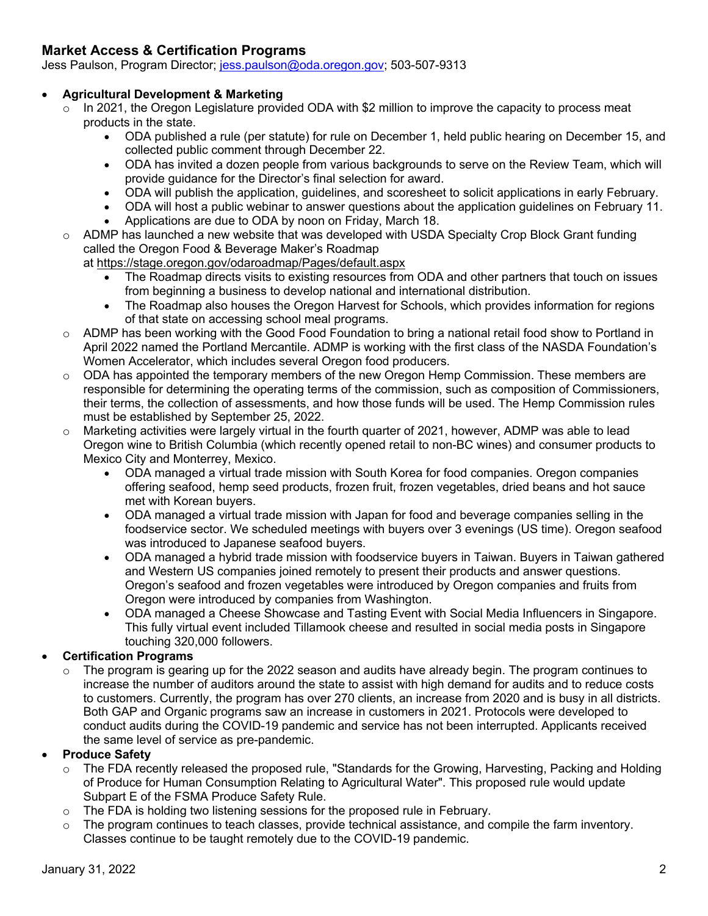## Market Access & Certification Programs

Jess Paulson, Program Director; jess.paulson@oda.oregon.gov; 503-507-9313

- **Agricultural Development & Marketing**
  - In 2021, the Oregon Legislature provided ODA with $2 million to improve the capacity to process meat products in the state.
    - ODA published a rule (per statute) for rule on December 1, held public hearing on December 15, and collected public comment through December 22.
    - ODA has invited a dozen people from various backgrounds to serve on the Review Team, which will provide guidance for the Director's final selection for award.
    - ODA will publish the application, guidelines, and scoresheet to solicit applications in early February.
    - ODA will host a public webinar to answer questions about the application guidelines on February 11.
    - Applications are due to ODA by noon on Friday, March 18.
  - ADMP has launched a new website that was developed with USDA Specialty Crop Block Grant funding called the Oregon Food & Beverage Maker's Roadmap at https://stage.oregon.gov/odaroadmap/Pages/default.aspx
    - The Roadmap directs visits to existing resources from ODA and other partners that touch on issues from beginning a business to develop national and international distribution.
    - The Roadmap also houses the Oregon Harvest for Schools, which provides information for regions of that state on accessing school meal programs.
  - ADMP has been working with the Good Food Foundation to bring a national retail food show to Portland in April 2022 named the Portland Mercantile. ADMP is working with the first class of the NASDA Foundation's Women Accelerator, which includes several Oregon food producers.
  - ODA has appointed the temporary members of the new Oregon Hemp Commission. These members are responsible for determining the operating terms of the commission, such as composition of Commissioners, their terms, the collection of assessments, and how those funds will be used. The Hemp Commission rules must be established by September 25, 2022.
  - Marketing activities were largely virtual in the fourth quarter of 2021, however, ADMP was able to lead Oregon wine to British Columbia (which recently opened retail to non-BC wines) and consumer products to Mexico City and Monterrey, Mexico.
    - ODA managed a virtual trade mission with South Korea for food companies. Oregon companies offering seafood, hemp seed products, frozen fruit, frozen vegetables, dried beans and hot sauce met with Korean buyers.
    - ODA managed a virtual trade mission with Japan for food and beverage companies selling in the foodservice sector. We scheduled meetings with buyers over 3 evenings (US time). Oregon seafood was introduced to Japanese seafood buyers.
    - ODA managed a hybrid trade mission with foodservice buyers in Taiwan. Buyers in Taiwan gathered and Western US companies joined remotely to present their products and answer questions. Oregon's seafood and frozen vegetables were introduced by Oregon companies and fruits from Oregon were introduced by companies from Washington.
    - ODA managed a Cheese Showcase and Tasting Event with Social Media Influencers in Singapore. This fully virtual event included Tillamook cheese and resulted in social media posts in Singapore touching 320,000 followers.
- **Certification Programs**
  - The program is gearing up for the 2022 season and audits have already begin. The program continues to increase the number of auditors around the state to assist with high demand for audits and to reduce costs to customers. Currently, the program has over 270 clients, an increase from 2020 and is busy in all districts. Both GAP and Organic programs saw an increase in customers in 2021. Protocols were developed to conduct audits during the COVID-19 pandemic and service has not been interrupted. Applicants received the same level of service as pre-pandemic.
- **Produce Safety**
  - The FDA recently released the proposed rule, "Standards for the Growing, Harvesting, Packing and Holding of Produce for Human Consumption Relating to Agricultural Water". This proposed rule would update Subpart E of the FSMA Produce Safety Rule.
  - The FDA is holding two listening sessions for the proposed rule in February.
  - The program continues to teach classes, provide technical assistance, and compile the farm inventory. Classes continue to be taught remotely due to the COVID-19 pandemic.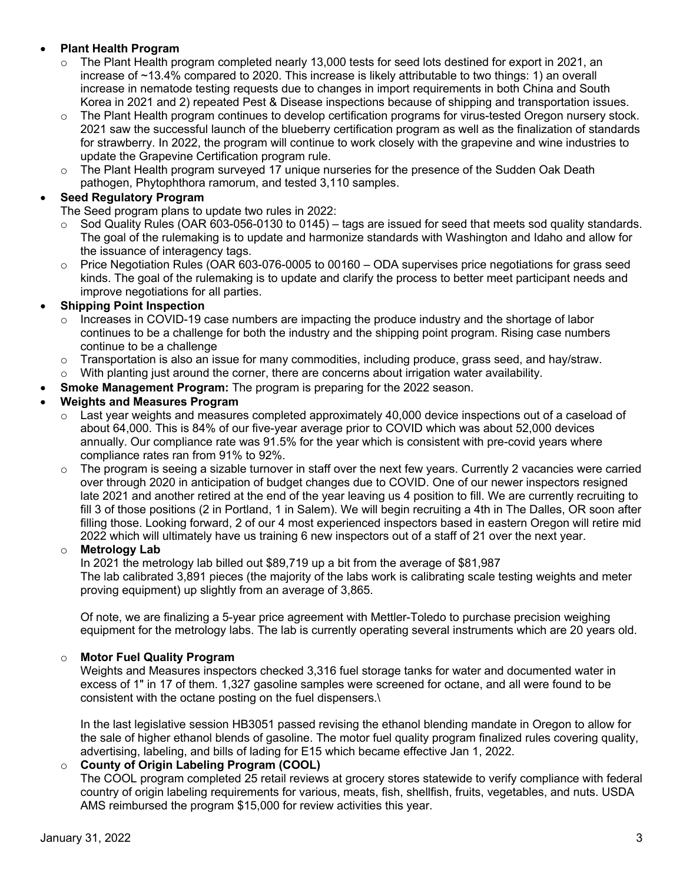- **Plant Health Program**
  - The Plant Health program completed nearly 13,000 tests for seed lots destined for export in 2021, an increase of ~13.4% compared to 2020. This increase is likely attributable to two things: 1) an overall increase in nematode testing requests due to changes in import requirements in both China and South Korea in 2021 and 2) repeated Pest & Disease inspections because of shipping and transportation issues.
  - The Plant Health program continues to develop certification programs for virus-tested Oregon nursery stock. 2021 saw the successful launch of the blueberry certification program as well as the finalization of standards for strawberry. In 2022, the program will continue to work closely with the grapevine and wine industries to update the Grapevine Certification program rule.
  - The Plant Health program surveyed 17 unique nurseries for the presence of the Sudden Oak Death pathogen, Phytophthora ramorum, and tested 3,110 samples.
- **Seed Regulatory Program**

  The Seed program plans to update two rules in 2022:
  - Sod Quality Rules (OAR 603-056-0130 to 0145) – tags are issued for seed that meets sod quality standards. The goal of the rulemaking is to update and harmonize standards with Washington and Idaho and allow for the issuance of interagency tags.
  - Price Negotiation Rules (OAR 603-076-0005 to 00160 – ODA supervises price negotiations for grass seed kinds. The goal of the rulemaking is to update and clarify the process to better meet participant needs and improve negotiations for all parties.
- **Shipping Point Inspection**
  - Increases in COVID-19 case numbers are impacting the produce industry and the shortage of labor continues to be a challenge for both the industry and the shipping point program. Rising case numbers continue to be a challenge
  - Transportation is also an issue for many commodities, including produce, grass seed, and hay/straw.
  - With planting just around the corner, there are concerns about irrigation water availability.
- **Smoke Management Program:** The program is preparing for the 2022 season.
- **Weights and Measures Program**
  - Last year weights and measures completed approximately 40,000 device inspections out of a caseload of about 64,000. This is 84% of our five-year average prior to COVID which was about 52,000 devices annually. Our compliance rate was 91.5% for the year which is consistent with pre-covid years where compliance rates ran from 91% to 92%.
  - The program is seeing a sizable turnover in staff over the next few years. Currently 2 vacancies were carried over through 2020 in anticipation of budget changes due to COVID. One of our newer inspectors resigned late 2021 and another retired at the end of the year leaving us 4 position to fill. We are currently recruiting to fill 3 of those positions (2 in Portland, 1 in Salem). We will begin recruiting a 4th in The Dalles, OR soon after filling those. Looking forward, 2 of our 4 most experienced inspectors based in eastern Oregon will retire mid 2022 which will ultimately have us training 6 new inspectors out of a staff of 21 over the next year.
  - **Metrology Lab**

    In 2021 the metrology lab billed out $89,719 up a bit from the average of $81,987
    The lab calibrated 3,891 pieces (the majority of the labs work is calibrating scale testing weights and meter proving equipment) up slightly from an average of 3,865.

    Of note, we are finalizing a 5-year price agreement with Mettler-Toledo to purchase precision weighing equipment for the metrology labs. The lab is currently operating several instruments which are 20 years old.

  - **Motor Fuel Quality Program**

    Weights and Measures inspectors checked 3,316 fuel storage tanks for water and documented water in excess of 1" in 17 of them. 1,327 gasoline samples were screened for octane, and all were found to be consistent with the octane posting on the fuel dispensers.\

    In the last legislative session HB3051 passed revising the ethanol blending mandate in Oregon to allow for the sale of higher ethanol blends of gasoline. The motor fuel quality program finalized rules covering quality, advertising, labeling, and bills of lading for E15 which became effective Jan 1, 2022.

  - **County of Origin Labeling Program (COOL)**

    The COOL program completed 25 retail reviews at grocery stores statewide to verify compliance with federal country of origin labeling requirements for various, meats, fish, shellfish, fruits, vegetables, and nuts. USDA AMS reimbursed the program $15,000 for review activities this year.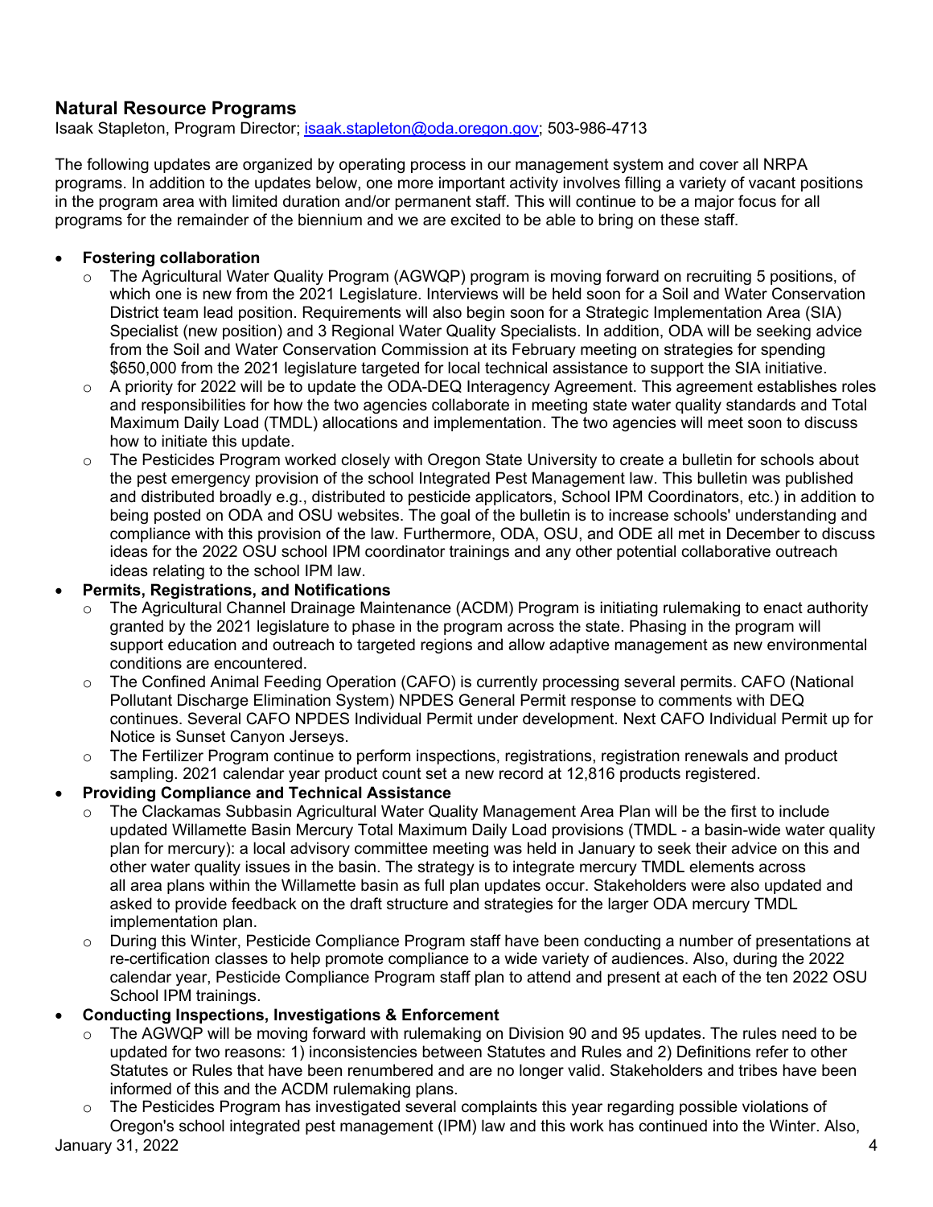## Natural Resource Programs

Isaak Stapleton, Program Director; isaak.stapleton@oda.oregon.gov; 503-986-4713

The following updates are organized by operating process in our management system and cover all NRPA programs. In addition to the updates below, one more important activity involves filling a variety of vacant positions in the program area with limited duration and/or permanent staff. This will continue to be a major focus for all programs for the remainder of the biennium and we are excited to be able to bring on these staff.

- **Fostering collaboration**
  - The Agricultural Water Quality Program (AGWQP) program is moving forward on recruiting 5 positions, of which one is new from the 2021 Legislature. Interviews will be held soon for a Soil and Water Conservation District team lead position. Requirements will also begin soon for a Strategic Implementation Area (SIA) Specialist (new position) and 3 Regional Water Quality Specialists. In addition, ODA will be seeking advice from the Soil and Water Conservation Commission at its February meeting on strategies for spending $650,000 from the 2021 legislature targeted for local technical assistance to support the SIA initiative.
  - A priority for 2022 will be to update the ODA-DEQ Interagency Agreement. This agreement establishes roles and responsibilities for how the two agencies collaborate in meeting state water quality standards and Total Maximum Daily Load (TMDL) allocations and implementation. The two agencies will meet soon to discuss how to initiate this update.
  - The Pesticides Program worked closely with Oregon State University to create a bulletin for schools about the pest emergency provision of the school Integrated Pest Management law. This bulletin was published and distributed broadly e.g., distributed to pesticide applicators, School IPM Coordinators, etc.) in addition to being posted on ODA and OSU websites. The goal of the bulletin is to increase schools' understanding and compliance with this provision of the law. Furthermore, ODA, OSU, and ODE all met in December to discuss ideas for the 2022 OSU school IPM coordinator trainings and any other potential collaborative outreach ideas relating to the school IPM law.
- **Permits, Registrations, and Notifications**
  - The Agricultural Channel Drainage Maintenance (ACDM) Program is initiating rulemaking to enact authority granted by the 2021 legislature to phase in the program across the state. Phasing in the program will support education and outreach to targeted regions and allow adaptive management as new environmental conditions are encountered.
  - The Confined Animal Feeding Operation (CAFO) is currently processing several permits. CAFO (National Pollutant Discharge Elimination System) NPDES General Permit response to comments with DEQ continues. Several CAFO NPDES Individual Permit under development. Next CAFO Individual Permit up for Notice is Sunset Canyon Jerseys.
  - The Fertilizer Program continue to perform inspections, registrations, registration renewals and product sampling. 2021 calendar year product count set a new record at 12,816 products registered.
- **Providing Compliance and Technical Assistance**
  - The Clackamas Subbasin Agricultural Water Quality Management Area Plan will be the first to include updated Willamette Basin Mercury Total Maximum Daily Load provisions (TMDL - a basin-wide water quality plan for mercury): a local advisory committee meeting was held in January to seek their advice on this and other water quality issues in the basin. The strategy is to integrate mercury TMDL elements across all area plans within the Willamette basin as full plan updates occur. Stakeholders were also updated and asked to provide feedback on the draft structure and strategies for the larger ODA mercury TMDL implementation plan.
  - During this Winter, Pesticide Compliance Program staff have been conducting a number of presentations at re-certification classes to help promote compliance to a wide variety of audiences. Also, during the 2022 calendar year, Pesticide Compliance Program staff plan to attend and present at each of the ten 2022 OSU School IPM trainings.
- **Conducting Inspections, Investigations & Enforcement**
  - The AGWQP will be moving forward with rulemaking on Division 90 and 95 updates. The rules need to be updated for two reasons: 1) inconsistencies between Statutes and Rules and 2) Definitions refer to other Statutes or Rules that have been renumbered and are no longer valid. Stakeholders and tribes have been informed of this and the ACDM rulemaking plans.
  - The Pesticides Program has investigated several complaints this year regarding possible violations of Oregon's school integrated pest management (IPM) law and this work has continued into the Winter. Also,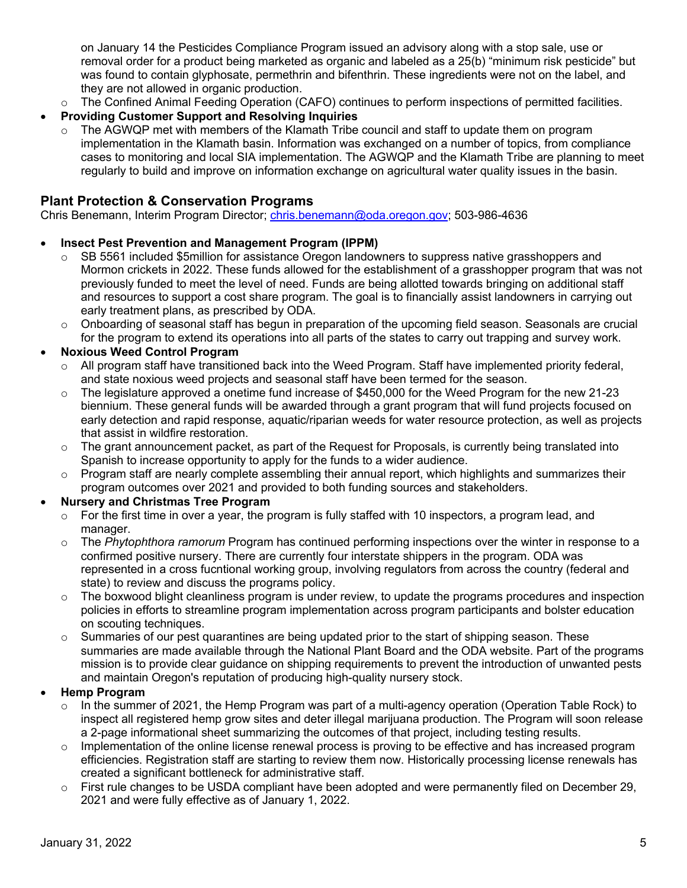on January 14 the Pesticides Compliance Program issued an advisory along with a stop sale, use or removal order for a product being marketed as organic and labeled as a 25(b) "minimum risk pesticide" but was found to contain glyphosate, permethrin and bifenthrin. These ingredients were not on the label, and they are not allowed in organic production.

  - The Confined Animal Feeding Operation (CAFO) continues to perform inspections of permitted facilities.
- **Providing Customer Support and Resolving Inquiries**
  - The AGWQP met with members of the Klamath Tribe council and staff to update them on program implementation in the Klamath basin. Information was exchanged on a number of topics, from compliance cases to monitoring and local SIA implementation. The AGWQP and the Klamath Tribe are planning to meet regularly to build and improve on information exchange on agricultural water quality issues in the basin.

## Plant Protection & Conservation Programs

Chris Benemann, Interim Program Director; chris.benemann@oda.oregon.gov; 503-986-4636

- **Insect Pest Prevention and Management Program (IPPM)**
  - SB 5561 included $5million for assistance Oregon landowners to suppress native grasshoppers and Mormon crickets in 2022. These funds allowed for the establishment of a grasshopper program that was not previously funded to meet the level of need. Funds are being allotted towards bringing on additional staff and resources to support a cost share program. The goal is to financially assist landowners in carrying out early treatment plans, as prescribed by ODA.
  - Onboarding of seasonal staff has begun in preparation of the upcoming field season. Seasonals are crucial for the program to extend its operations into all parts of the states to carry out trapping and survey work.
- **Noxious Weed Control Program**
  - All program staff have transitioned back into the Weed Program. Staff have implemented priority federal, and state noxious weed projects and seasonal staff have been termed for the season.
  - The legislature approved a onetime fund increase of $450,000 for the Weed Program for the new 21-23 biennium. These general funds will be awarded through a grant program that will fund projects focused on early detection and rapid response, aquatic/riparian weeds for water resource protection, as well as projects that assist in wildfire restoration.
  - The grant announcement packet, as part of the Request for Proposals, is currently being translated into Spanish to increase opportunity to apply for the funds to a wider audience.
  - Program staff are nearly complete assembling their annual report, which highlights and summarizes their program outcomes over 2021 and provided to both funding sources and stakeholders.
- **Nursery and Christmas Tree Program**
  - For the first time in over a year, the program is fully staffed with 10 inspectors, a program lead, and manager.
  - The *Phytophthora ramorum* Program has continued performing inspections over the winter in response to a confirmed positive nursery. There are currently four interstate shippers in the program. ODA was represented in a cross fucntional working group, involving regulators from across the country (federal and state) to review and discuss the programs policy.
  - The boxwood blight cleanliness program is under review, to update the programs procedures and inspection policies in efforts to streamline program implementation across program participants and bolster education on scouting techniques.
  - Summaries of our pest quarantines are being updated prior to the start of shipping season. These summaries are made available through the National Plant Board and the ODA website. Part of the programs mission is to provide clear guidance on shipping requirements to prevent the introduction of unwanted pests and maintain Oregon's reputation of producing high-quality nursery stock.
- **Hemp Program**
  - In the summer of 2021, the Hemp Program was part of a multi-agency operation (Operation Table Rock) to inspect all registered hemp grow sites and deter illegal marijuana production. The Program will soon release a 2-page informational sheet summarizing the outcomes of that project, including testing results.
  - Implementation of the online license renewal process is proving to be effective and has increased program efficiencies. Registration staff are starting to review them now. Historically processing license renewals has created a significant bottleneck for administrative staff.
  - First rule changes to be USDA compliant have been adopted and were permanently filed on December 29, 2021 and were fully effective as of January 1, 2022.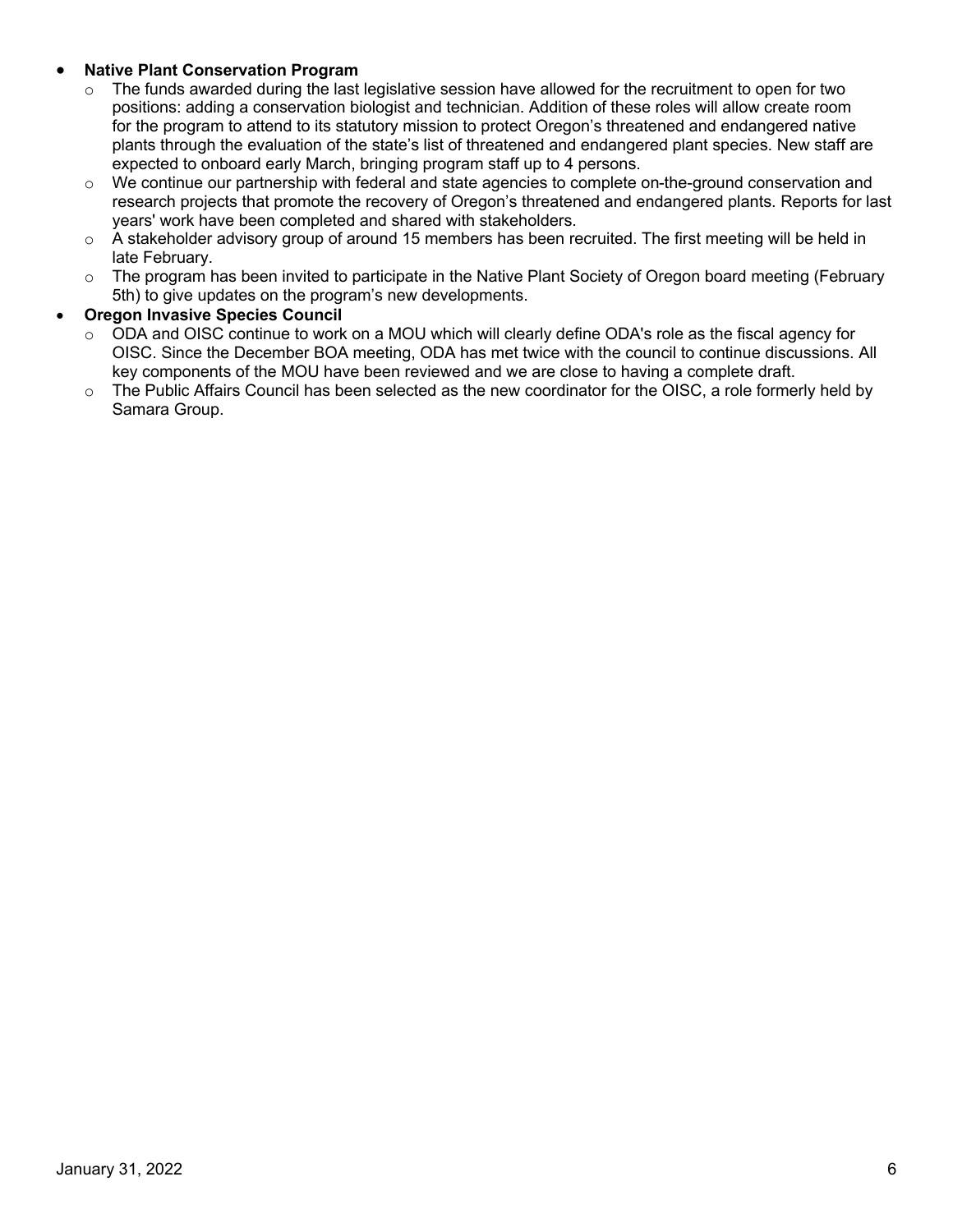- **Native Plant Conservation Program**
  - The funds awarded during the last legislative session have allowed for the recruitment to open for two positions: adding a conservation biologist and technician. Addition of these roles will allow create room for the program to attend to its statutory mission to protect Oregon's threatened and endangered native plants through the evaluation of the state's list of threatened and endangered plant species. New staff are expected to onboard early March, bringing program staff up to 4 persons.
  - We continue our partnership with federal and state agencies to complete on-the-ground conservation and research projects that promote the recovery of Oregon's threatened and endangered plants. Reports for last years' work have been completed and shared with stakeholders.
  - A stakeholder advisory group of around 15 members has been recruited. The first meeting will be held in late February.
  - The program has been invited to participate in the Native Plant Society of Oregon board meeting (February 5th) to give updates on the program's new developments.
- **Oregon Invasive Species Council**
  - ODA and OISC continue to work on a MOU which will clearly define ODA's role as the fiscal agency for OISC. Since the December BOA meeting, ODA has met twice with the council to continue discussions. All key components of the MOU have been reviewed and we are close to having a complete draft.
  - The Public Affairs Council has been selected as the new coordinator for the OISC, a role formerly held by Samara Group.